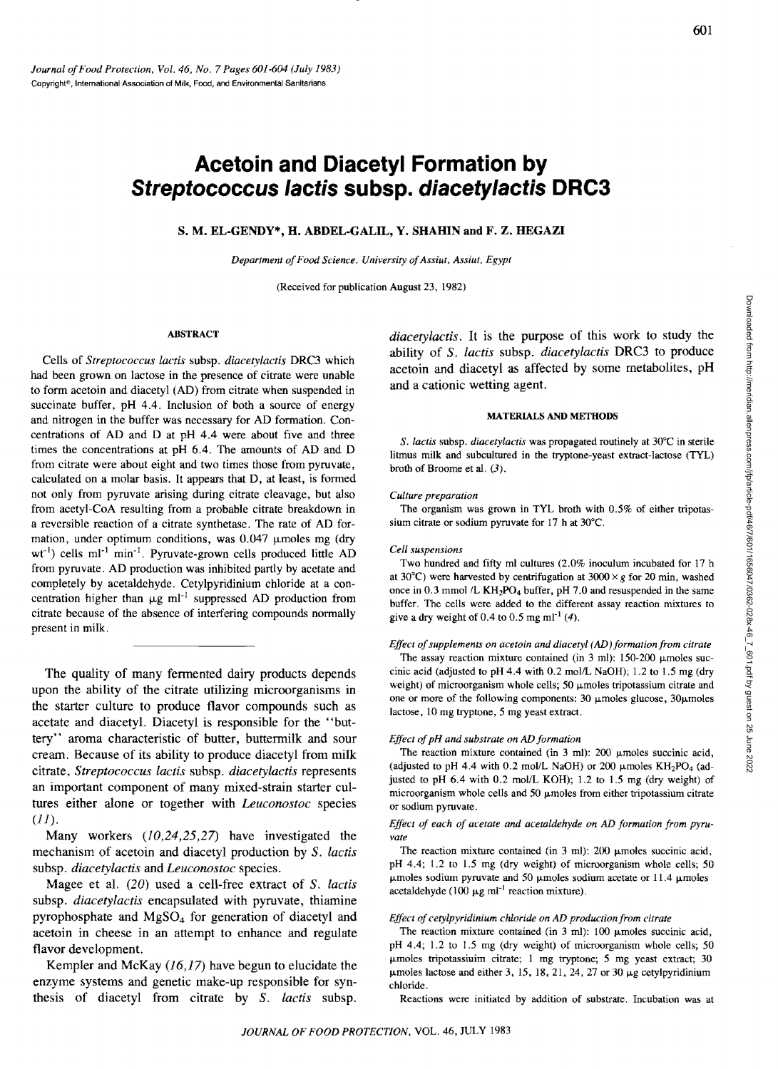# Acetoin and Diacetyl Formation by *Streptococcus lactis* subsp. *diacetylactis* DRC3

S. M. EL-GENDY*, H. ABDEL-GALIL, Y. SHAHIN and F. Z. HEGAZI

*Department of Food Science, University of Assiut, Assiut, Egypt*

(Received for publication August 23, 1982)

## ABSTRACT

Cells of *Streptococcus lactis* subsp. *diacetylactis* DRC3 which had been grown on lactose in the presence of citrate were unable to form acetoin and diacetyl (AD) from citrate when suspended in succinate buffer, pH 4.4. Inclusion of both a source of energy and nitrogen in the buffer was necessary for AD formation. Concentrations of AD and D at pH 4.4 were about five and three times the concentrations at pH 6.4. The amounts of AD and D from citrate were about eight and two times those from pyruvate, calculated on a molar basis. It appears that D, at least, is formed not only from pyruvate arising during citrate cleavage, but also from acetyl-CoA resulting from a probable citrate breakdown in a reversible reaction of a citrate synthetase. The rate of AD formation, under optimum conditions, was 0.047 μmoles mg (dry wt$^{-1}$) cells ml$^{-1}$ min$^{-1}$. Pyruvate-grown cells produced little AD from pyruvate. AD production was inhibited partly by acetate and completely by acetaldehyde. Cetylpyridinium chloride at a concentration higher than μg ml$^{-1}$ suppressed AD production from citrate because of the absence of interfering compounds normally present in milk.

---

The quality of many fermented dairy products depends upon the ability of the citrate utilizing microorganisms in the starter culture to produce flavor compounds such as acetate and diacetyl. Diacetyl is responsible for the "buttery" aroma characteristic of butter, buttermilk and sour cream. Because of its ability to produce diacetyl from milk citrate, *Streptococcus lactis* subsp. *diacetylactis* represents an important component of many mixed-strain starter cultures either alone or together with *Leuconostoc* species (*11*).

Many workers (*10,24,25,27*) have investigated the mechanism of acetoin and diacetyl production by *S. lactis* subsp. *diacetylactis* and *Leuconostoc* species.

Magee et al. (*20*) used a cell-free extract of *S. lactis* subsp. *diacetylactis* encapsulated with pyruvate, thiamine pyrophosphate and $MgSO_4$ for generation of diacetyl and acetoin in cheese in an attempt to enhance and regulate flavor development.

Kempler and McKay (*16,17*) have begun to elucidate the enzyme systems and genetic make-up responsible for synthesis of diacetyl from citrate by *S. lactis* subsp. *diacetylactis*. It is the purpose of this work to study the ability of *S. lactis* subsp. *diacetylactis* DRC3 to produce acetoin and diacetyl as affected by some metabolites, pH and a cationic wetting agent.

## MATERIALS AND METHODS

*S. lactis* subsp. *diacetylactis* was propagated routinely at 30°C in sterile litmus milk and subcultured in the tryptone-yeast extract-lactose (TYL) broth of Broome et al. (*3*).

### *Culture preparation*

The organism was grown in TYL broth with 0.5% of either tripotassium citrate or sodium pyruvate for 17 h at 30°C.

### *Cell suspensions*

Two hundred and fifty ml cultures (2.0% inoculum incubated for 17 h at 30°C) were harvested by centrifugation at 3000 × g for 20 min, washed once in 0.3 mmol /L $KH_2PO_4$ buffer, pH 7.0 and resuspended in the same buffer. The cells were added to the different assay reaction mixtures to give a dry weight of 0.4 to 0.5 mg ml$^{-1}$ (*4*).

### *Effect of supplements on acetoin and diacetyl (AD) formation from citrate*

The assay reaction mixture contained (in 3 ml): 150-200 μmoles succinic acid (adjusted to pH 4.4 with 0.2 mol/L NaOH); 1.2 to 1.5 mg (dry weight) of microorganism whole cells; 50 μmoles tripotassium citrate and one or more of the following components: 30 μmoles glucose, 30μmoles lactose, 10 mg tryptone, 5 mg yeast extract.

### *Effect of pH and substrate on AD formation*

The reaction mixture contained (in 3 ml): 200 μmoles succinic acid, (adjusted to pH 4.4 with 0.2 mol/L NaOH) or 200 μmoles $KH_2PO_4$ (adjusted to pH 6.4 with 0.2 mol/L KOH); 1.2 to 1.5 mg (dry weight) of microorganism whole cells and 50 μmoles from either tripotassium citrate or sodium pyruvate.

### *Effect of each of acetate and acetaldehyde on AD formation from pyruvate*

The reaction mixture contained (in 3 ml): 200 μmoles succinic acid, pH 4.4; 1.2 to 1.5 mg (dry weight) of microorganism whole cells; 50 μmoles sodium pyruvate and 50 μmoles sodium acetate or 11.4 μmoles acetaldehyde (100 μg ml$^{-1}$ reaction mixture).

### *Effect of cetylpyridinium chloride on AD production from citrate*

The reaction mixture contained (in 3 ml): 100 μmoles succinic acid, pH 4.4; 1.2 to 1.5 mg (dry weight) of microorganism whole cells; 50 μmoles tripotassiuim citrate; 1 mg tryptone; 5 mg yeast extract; 30 μmoles lactose and either 3, 15, 18, 21, 24, 27 or 30 μg cetylpyridinium chloride.

Reactions were initiated by addition of substrate. Incubation was at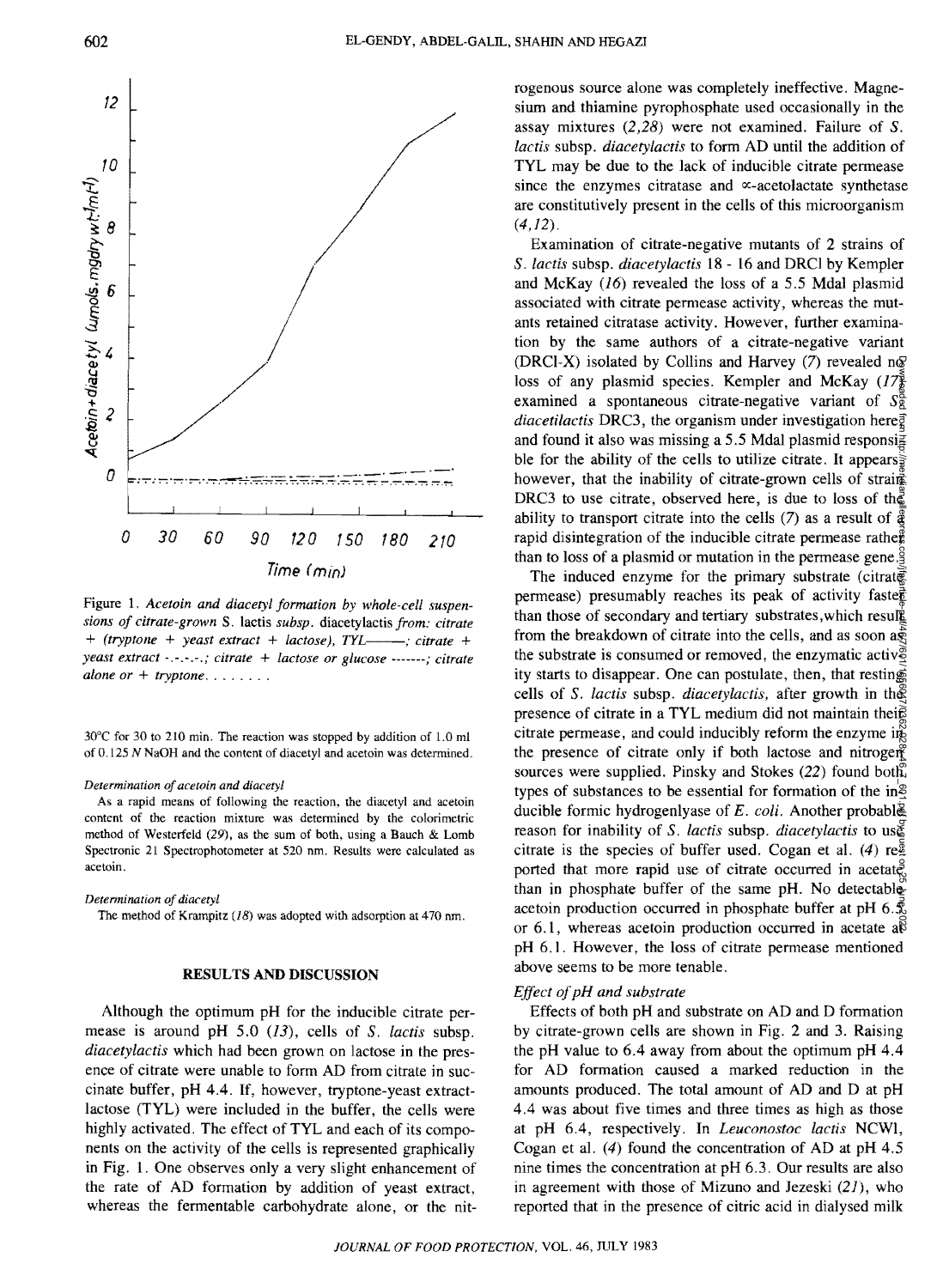Figure 1. *Acetoin and diacetyl formation by whole-cell suspensions of citrate-grown* S. lactis *subsp.* diacetylactis *from: citrate + (tryptone + yeast extract + lactose), TYL———; citrate + yeast extract -.-.-.-.; citrate + lactose or glucose -------; citrate alone or + tryptone. . . . . . . .*

30°C for 30 to 210 min. The reaction was stopped by addition of 1.0 ml of 0.125 *N* NaOH and the content of diacetyl and acetoin was determined.

*Determination of acetoin and diacetyl*

As a rapid means of following the reaction, the diacetyl and acetoin content of the reaction mixture was determined by the colorimetric method of Westerfeld (*29*), as the sum of both, using a Bauch & Lomb Spectronic 21 Spectrophotometer at 520 nm. Results were calculated as acetoin.

*Determination of diacetyl*

The method of Krampitz (*18*) was adopted with adsorption at 470 nm.

## RESULTS AND DISCUSSION

Although the optimum pH for the inducible citrate permease is around pH 5.0 (*13*), cells of *S. lactis* subsp. *diacetylactis* which had been grown on lactose in the presence of citrate were unable to form AD from citrate in succinate buffer, pH 4.4. If, however, tryptone-yeast extract-lactose (TYL) were included in the buffer, the cells were highly activated. The effect of TYL and each of its components on the activity of the cells is represented graphically in Fig. 1. One observes only a very slight enhancement of the rate of AD formation by addition of yeast extract, whereas the fermentable carbohydrate alone, or the nitrogenous source alone was completely ineffective. Magnesium and thiamine pyrophosphate used occasionally in the assay mixtures (*2,28*) were not examined. Failure of *S. lactis* subsp. *diacetylactis* to form AD until the addition of TYL may be due to the lack of inducible citrate permease since the enzymes citratase and ∝-acetolactate synthetase are constitutively present in the cells of this microorganism (*4,12*).

Examination of citrate-negative mutants of 2 strains of *S. lactis* subsp. *diacetylactis* 18 - 16 and DRC1 by Kempler and McKay (*16*) revealed the loss of a 5.5 Mdal plasmid associated with citrate permease activity, whereas the mutants retained citratase activity. However, further examination by the same authors of a citrate-negative variant (DRC1-X) isolated by Collins and Harvey (*7*) revealed no loss of any plasmid species. Kempler and McKay (*17*) examined a spontaneous citrate-negative variant of *S. diacetilactis* DRC3, the organism under investigation here and found it also was missing a 5.5 Mdal plasmid responsible for the ability of the cells to utilize citrate. It appears, however, that the inability of citrate-grown cells of strain DRC3 to use citrate, observed here, is due to loss of the ability to transport citrate into the cells (*7*) as a result of a rapid disintegration of the inducible citrate permease rather than to loss of a plasmid or mutation in the permease gene.

The induced enzyme for the primary substrate (citrate permease) presumably reaches its peak of activity faster than those of secondary and tertiary substrates, which result from the breakdown of citrate into the cells, and as soon as the substrate is consumed or removed, the enzymatic activity starts to disappear. One can postulate, then, that resting cells of *S. lactis* subsp. *diacetylactis*, after growth in the presence of citrate in a TYL medium did not maintain their citrate permease, and could inducibly reform the enzyme in the presence of citrate only if both lactose and nitrogen sources were supplied. Pinsky and Stokes (*22*) found both types of substances to be essential for formation of the inducible formic hydrogenlyase of *E. coli*. Another probable reason for inability of *S. lactis* subsp. *diacetylactis* to use citrate is the species of buffer used. Cogan et al. (*4*) reported that more rapid use of citrate occurred in acetate than in phosphate buffer of the same pH. No detectable acetoin production occurred in phosphate buffer at pH 6.5 or 6.1, whereas acetoin production occurred in acetate at pH 6.1. However, the loss of citrate permease mentioned above seems to be more tenable.

### *Effect of pH and substrate*

Effects of both pH and substrate on AD and D formation by citrate-grown cells are shown in Fig. 2 and 3. Raising the pH value to 6.4 away from about the optimum pH 4.4 for AD formation caused a marked reduction in the amounts produced. The total amount of AD and D at pH 4.4 was about five times and three times as high as those at pH 6.4, respectively. In *Leuconostoc lactis* NCW1, Cogan et al. (*4*) found the concentration of AD at pH 4.5 nine times the concentration at pH 6.3. Our results are also in agreement with those of Mizuno and Jezeski (*21*), who reported that in the presence of citric acid in dialysed milk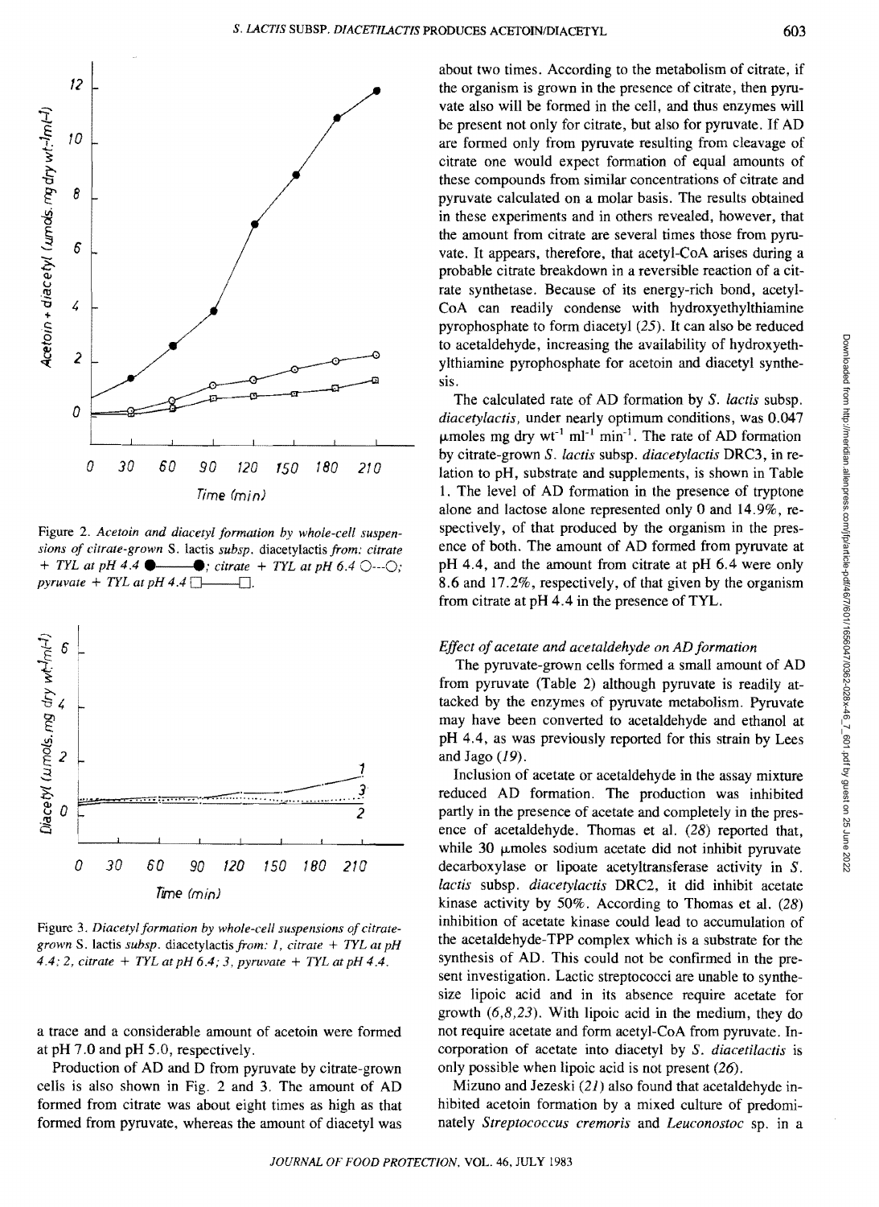Figure 2. *Acetoin and diacetyl formation by whole-cell suspensions of citrate-grown* S. lactis *subsp.* diacetylactis *from: citrate + TYL at pH 4.4* ●——●; *citrate + TYL at pH 6.4* ○---○; *pyruvate + TYL at pH 4.4* □——□.

Figure 3. *Diacetyl formation by whole-cell suspensions of citrate-grown* S. lactis *subsp.* diacetylactis *from: 1, citrate + TYL at pH 4.4; 2, citrate + TYL at pH 6.4; 3, pyruvate + TYL at pH 4.4.*

a trace and a considerable amount of acetoin were formed at pH 7.0 and pH 5.0, respectively.

Production of AD and D from pyruvate by citrate-grown cells is also shown in Fig. 2 and 3. The amount of AD formed from citrate was about eight times as high as that formed from pyruvate, whereas the amount of diacetyl was about two times. According to the metabolism of citrate, if the organism is grown in the presence of citrate, then pyruvate also will be formed in the cell, and thus enzymes will be present not only for citrate, but also for pyruvate. If AD are formed only from pyruvate resulting from cleavage of citrate one would expect formation of equal amounts of these compounds from similar concentrations of citrate and pyruvate calculated on a molar basis. The results obtained in these experiments and in others revealed, however, that the amount from citrate are several times those from pyruvate. It appears, therefore, that acetyl-CoA arises during a probable citrate breakdown in a reversible reaction of a citrate synthetase. Because of its energy-rich bond, acetyl-CoA can readily condense with hydroxyethylthiamine pyrophosphate to form diacetyl (*25*). It can also be reduced to acetaldehyde, increasing the availability of hydroxyethylthiamine pyrophosphate for acetoin and diacetyl synthesis.

The calculated rate of AD formation by *S. lactis* subsp. *diacetylactis*, under nearly optimum conditions, was 0.047 μmoles mg dry $wt^{-1}$ $ml^{-1}$ $min^{-1}$. The rate of AD formation by citrate-grown *S. lactis* subsp. *diacetylactis* DRC3, in relation to pH, substrate and supplements, is shown in Table 1. The level of AD formation in the presence of tryptone alone and lactose alone represented only 0 and 14.9%, respectively, of that produced by the organism in the presence of both. The amount of AD formed from pyruvate at pH 4.4, and the amount from citrate at pH 6.4 were only 8.6 and 17.2%, respectively, of that given by the organism from citrate at pH 4.4 in the presence of TYL.

### *Effect of acetate and acetaldehyde on AD formation*

The pyruvate-grown cells formed a small amount of AD from pyruvate (Table 2) although pyruvate is readily attacked by the enzymes of pyruvate metabolism. Pyruvate may have been converted to acetaldehyde and ethanol at pH 4.4, as was previously reported for this strain by Lees and Jago (*19*).

Inclusion of acetate or acetaldehyde in the assay mixture reduced AD formation. The production was inhibited partly in the presence of acetate and completely in the presence of acetaldehyde. Thomas et al. (*28*) reported that, while 30 μmoles sodium acetate did not inhibit pyruvate decarboxylase or lipoate acetyltransferase activity in *S. lactis* subsp. *diacetylactis* DRC2, it did inhibit acetate kinase activity by 50%. According to Thomas et al. (*28*) inhibition of acetate kinase could lead to accumulation of the acetaldehyde-TPP complex which is a substrate for the synthesis of AD. This could not be confirmed in the present investigation. Lactic streptococci are unable to synthesize lipoic acid and in its absence require acetate for growth (*6,8,23*). With lipoic acid in the medium, they do not require acetate and form acetyl-CoA from pyruvate. Incorporation of acetate into diacetyl by *S. diacetilactis* is only possible when lipoic acid is not present (*26*).

Mizuno and Jezeski (*21*) also found that acetaldehyde inhibited acetoin formation by a mixed culture of predominately *Streptococcus cremoris* and *Leuconostoc* sp. in a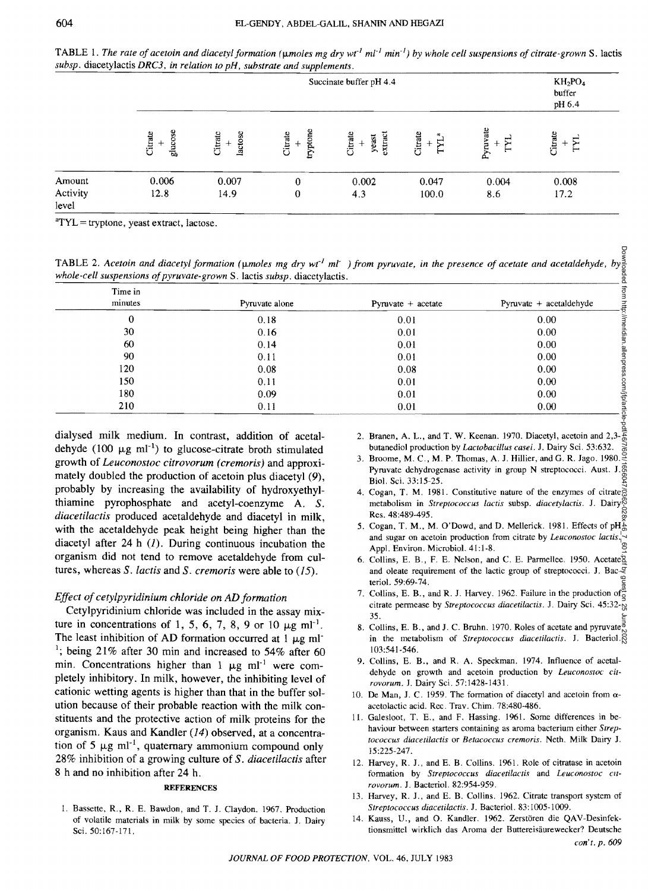TABLE 1. *The rate of acetoin and diacetyl formation (µmoles mg dry wt$^{-1}$ ml$^{-1}$ min$^{-1}$) by whole cell suspensions of citrate-grown* S. lactis *subsp.* diacetylactis *DRC3, in relation to pH, substrate and supplements.*

| | Succinate buffer pH 4.4 | | | | | | $KH_2PO_4$ buffer pH 6.4 |
|---|---|---|---|---|---|---|---|
| | Citrate + glucose | Citrate + lactose | Citrate + tryptone | Citrate + yeast extract | Citrate + TYL[a] | Pyruvate + TYL | Citrate + TYL |
| Amount | 0.006 | 0.007 | 0 | 0.002 | 0.047 | 0.004 | 0.008 |
| Activity level | 12.8 | 14.9 | 0 | 4.3 | 100.0 | 8.6 | 17.2 |

[a]TYL = tryptone, yeast extract, lactose.

TABLE 2. *Acetoin and diacetyl formation (µmoles mg dry wt$^{-1}$ ml$^{-}$ ) from pyruvate, in the presence of acetate and acetaldehyde, by whole-cell suspensions of pyruvate-grown* S. lactis *subsp.* diacetylactis.

| Time in minutes | Pyruvate alone | Pyruvate + acetate | Pyruvate + acetaldehyde |
|---|---|---|---|
| 0 | 0.18 | 0.01 | 0.00 |
| 30 | 0.16 | 0.01 | 0.00 |
| 60 | 0.14 | 0.01 | 0.00 |
| 90 | 0.11 | 0.01 | 0.00 |
| 120 | 0.08 | 0.08 | 0.00 |
| 150 | 0.11 | 0.01 | 0.00 |
| 180 | 0.09 | 0.01 | 0.00 |
| 210 | 0.11 | 0.01 | 0.00 |

dialysed milk medium. In contrast, addition of acetaldehyde (100 µg ml$^{-1}$) to glucose-citrate broth stimulated growth of *Leuconostoc citrovorum (cremoris)* and approximately doubled the production of acetoin plus diacetyl (*9*), probably by increasing the availability of hydroxyethylthiamine pyrophosphate and acetyl-coenzyme A. *S. diacetilactis* produced acetaldehyde and diacetyl in milk, with the acetaldehyde peak height being higher than the diacetyl after 24 h (*1*). During continuous incubation the organism did not tend to remove acetaldehyde from cultures, whereas *S. lactis* and *S. cremoris* were able to (*15*).

### *Effect of cetylpyridinium chloride on AD formation*

Cetylpyridinium chloride was included in the assay mixture in concentrations of 1, 5, 6, 7, 8, 9 or 10 µg ml$^{-1}$. The least inhibition of AD formation occurred at 1 µg ml$^{-1}$; being 21% after 30 min and increased to 54% after 60 min. Concentrations higher than 1 µg ml$^{-1}$ were completely inhibitory. In milk, however, the inhibiting level of cationic wetting agents is higher than that in the buffer solution because of their probable reaction with the milk constituents and the protective action of milk proteins for the organism. Kaus and Kandler (*14*) observed, at a concentration of 5 µg ml$^{-1}$, quaternary ammonium compound only 28% inhibition of a growing culture of *S. diacetilactis* after 8 h and no inhibition after 24 h.

#### REFERENCES

1. Bassette, R., R. E. Bawdon, and T. J. Claydon. 1967. Production of volatile materials in milk by some species of bacteria. J. Dairy Sci. 50:167-171.
2. Branen, A. L., and T. W. Keenan. 1970. Diacetyl, acetoin and 2,3-butanediol production by *Lactobacillus casei*. J. Dairy Sci. 53:632.
3. Broome, M. C., M. P. Thomas, A. J. Hillier, and G. R. Jago. 1980. Pyruvate dehydrogenase activity in group N streptococci. Aust. J. Biol. Sci. 33:15-25.
4. Cogan, T. M. 1981. Constitutive nature of the enzymes of citrate metabolism in *Streptococcus lactis* subsp. *diacetylactis*. J. Dairy Res. 48:489-495.
5. Cogan, T. M., M. O'Dowd, and D. Mellerick. 1981. Effects of pH and sugar on acetoin production from citrate by *Leuconostoc lactis*. Appl. Environ. Microbiol. 41:1-8.
6. Collins, E. B., F. E. Nelson, and C. E. Parmellee. 1950. Acetate and oleate requirement of the lactic group of streptococci. J. Bacteriol. 59:69-74.
7. Collins, E. B., and R. J. Harvey. 1962. Failure in the production of citrate permease by *Streptococcus diacetilactis*. J. Dairy Sci. 45:32-35.
8. Collins, E. B., and J. C. Bruhn. 1970. Roles of acetate and pyruvate in the metabolism of *Streptococcus diacetilactis*. J. Bacteriol. 103:541-546.
9. Collins, E. B., and R. A. Speckman. 1974. Influence of acetaldehyde on growth and acetoin production by *Leuconostoc citrovorum*. J. Dairy Sci. 57:1428-1431.
10. De Man, J. C. 1959. The formation of diacetyl and acetoin from α-acetolactic acid. Rec. Trav. Chim. 78:480-486.
11. Galesloot, T. E., and F. Hassing. 1961. Some differences in behaviour between starters containing as aroma bacterium either *Streptococcus diacetilactis* or *Betacoccus cremoris*. Neth. Milk Dairy J. 15:225-247.
12. Harvey, R. J., and E. B. Collins. 1961. Role of citratase in acetoin formation by *Streptococcus diacetilactis* and *Leuconostoc citrovorum*. J. Bacteriol. 82:954-959.
13. Harvey, R. J., and E. B. Collins. 1962. Citrate transport system of *Streptococcus diacetilactis*. J. Bacteriol. 83:1005-1009.
14. Kauss, U., and O. Kandler. 1962. Zerstören die QAV-Desinfektionsmittel wirklich das Aroma der Buttereisäurewecker? Deutsche

*con't. p. 609*